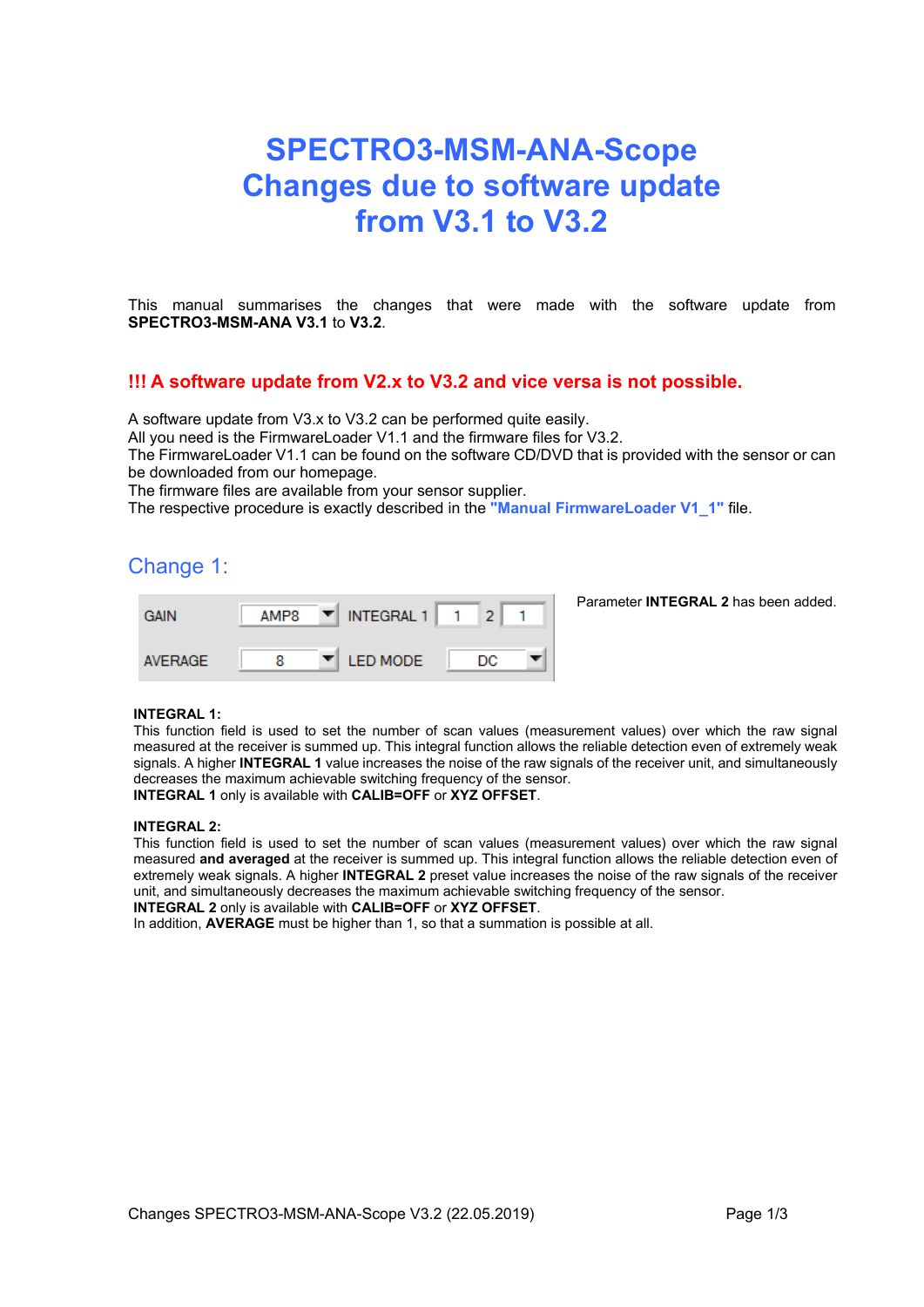# SPECTRO3-MSM-ANA-Scope Changes due to software update from V3.1 to V3.2

This manual summarises the changes that were made with the software update from **SPECTRO3-MSM-ANA V3.1** to **V3.2**.

**!!! A software update from V2.x to V3.2 and vice versa is not possible.**

A software update from V3.x to V3.2 can be performed quite easily.
All you need is the FirmwareLoader V1.1 and the firmware files for V3.2.
The FirmwareLoader V1.1 can be found on the software CD/DVD that is provided with the sensor or can be downloaded from our homepage.
The firmware files are available from your sensor supplier.
The respective procedure is exactly described in the **"Manual FirmwareLoader V1_1"** file.

## Change 1:

| GAIN | AMP8 | INTEGRAL 1 | 1 | 2 | 1 |
|---|---|---|---|---|---|
| AVERAGE | 8 | LED MODE | DC | | |

Parameter **INTEGRAL 2** has been added.

**INTEGRAL 1:**
This function field is used to set the number of scan values (measurement values) over which the raw signal measured at the receiver is summed up. This integral function allows the reliable detection even of extremely weak signals. A higher **INTEGRAL 1** value increases the noise of the raw signals of the receiver unit, and simultaneously decreases the maximum achievable switching frequency of the sensor.
**INTEGRAL 1** only is available with **CALIB=OFF** or **XYZ OFFSET**.

**INTEGRAL 2:**
This function field is used to set the number of scan values (measurement values) over which the raw signal measured **and averaged** at the receiver is summed up. This integral function allows the reliable detection even of extremely weak signals. A higher **INTEGRAL 2** preset value increases the noise of the raw signals of the receiver unit, and simultaneously decreases the maximum achievable switching frequency of the sensor.
**INTEGRAL 2** only is available with **CALIB=OFF** or **XYZ OFFSET**.
In addition, **AVERAGE** must be higher than 1, so that a summation is possible at all.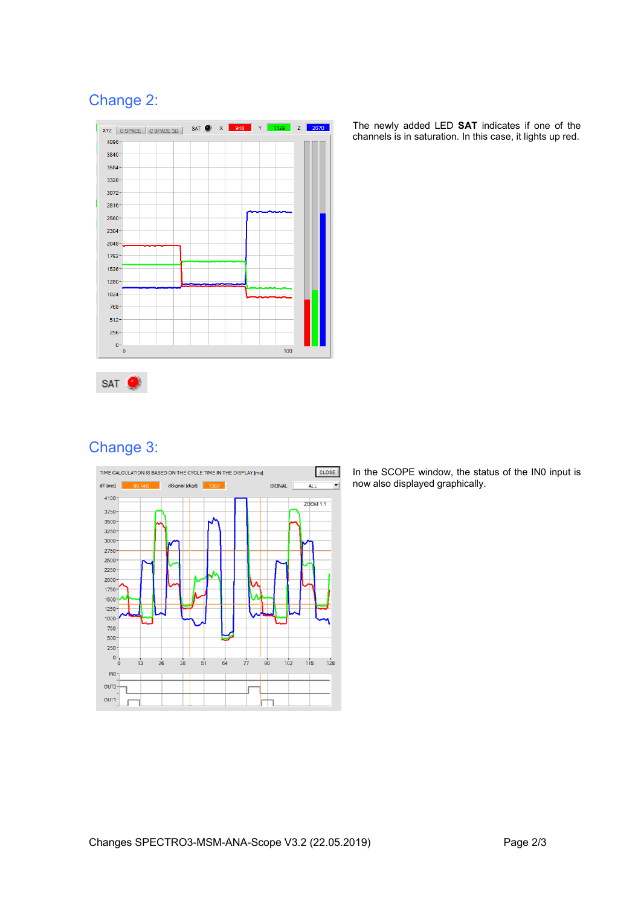## Change 2:

The newly added LED **SAT** indicates if one of the channels is in saturation. In this case, it lights up red.

## Change 3:

In the SCOPE window, the status of the IN0 input is now also displayed graphically.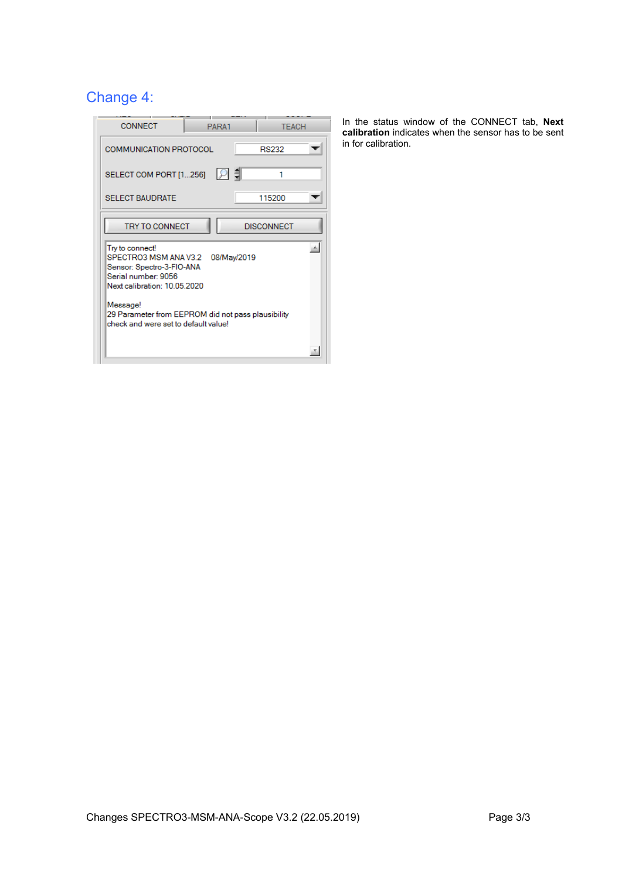## Change 4:

CONNECT | PARA1 | TEACH

COMMUNICATION PROTOCOL RS232

SELECT COM PORT [1...256] 1

SELECT BAUDRATE 115200

TRY TO CONNECT

DISCONNECT

Try to connect!
SPECTRO3 MSM ANA V3.2 08/May/2019
Sensor: Spectro-3-FIO-ANA
Serial number: 9056
Next calibration: 10.05.2020

Message!
29 Parameter from EEPROM did not pass plausibility check and were set to default value!

In the status window of the CONNECT tab, **Next calibration** indicates when the sensor has to be sent in for calibration.